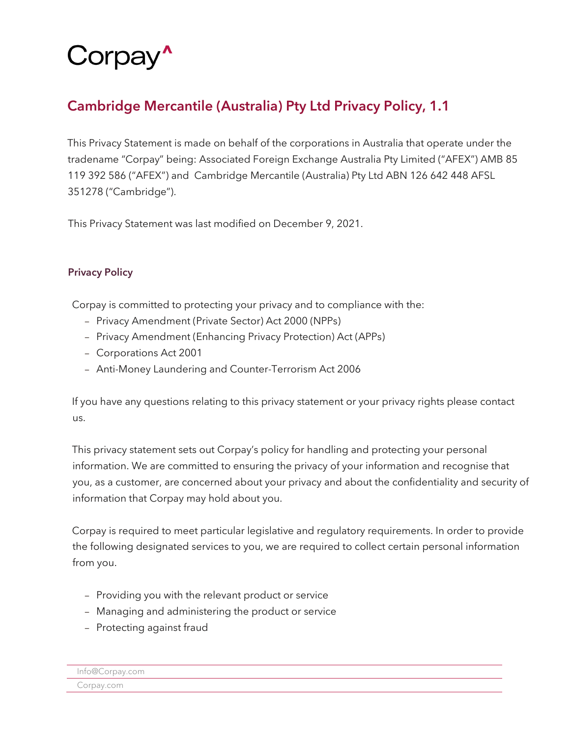Corpay^

# Cambridge Mercantile (Australia) Pty Ltd Privacy Policy, 1.1

This Privacy Statement is made on behalf of the corporations in Australia that operate under the tradename "Corpay" being: Associated Foreign Exchange Australia Pty Limited ("AFEX") AMB 85 119 392 586 ("AFEX") and Cambridge Mercantile (Australia) Pty Ltd ABN 126 642 448 AFSL 351278 ("Cambridge").

This Privacy Statement was last modified on December 9, 2021.

## Privacy Policy

Corpay is committed to protecting your privacy and to compliance with the:

- Privacy Amendment (Private Sector) Act 2000 (NPPs)
- Privacy Amendment (Enhancing Privacy Protection) Act (APPs)
- Corporations Act 2001
- Anti-Money Laundering and Counter-Terrorism Act 2006

If you have any questions relating to this privacy statement or your privacy rights please contact us.

This privacy statement sets out Corpay's policy for handling and protecting your personal information. We are committed to ensuring the privacy of your information and recognise that you, as a customer, are concerned about your privacy and about the confidentiality and security of information that Corpay may hold about you.

Corpay is required to meet particular legislative and regulatory requirements. In order to provide the following designated services to you, we are required to collect certain personal information from you.

- Providing you with the relevant product or service
- Managing and administering the product or service
- Protecting against fraud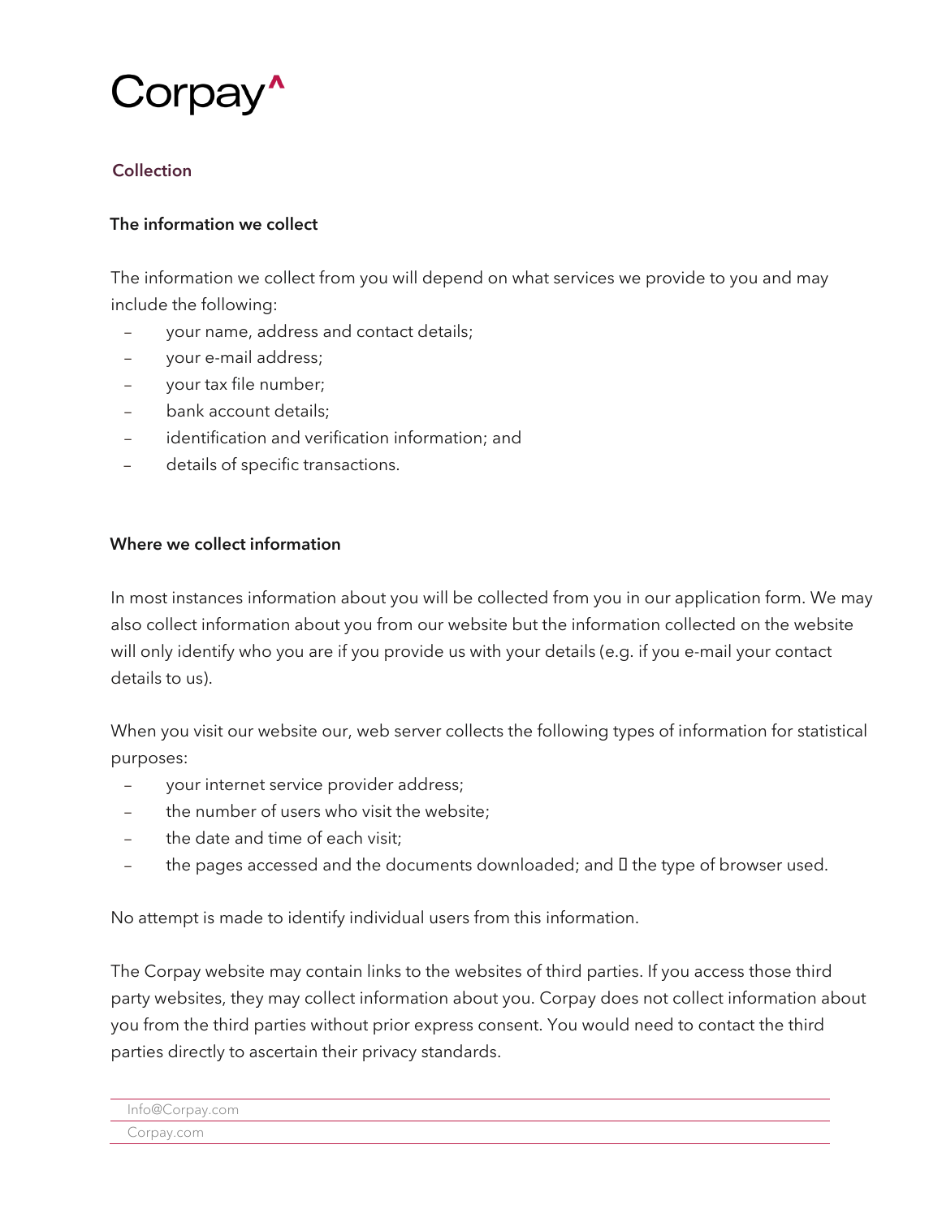Corpay^

## Collection

### The information we collect

The information we collect from you will depend on what services we provide to you and may include the following:

- your name, address and contact details;
- your e-mail address;
- your tax file number;
- bank account details;
- identification and verification information; and
- details of specific transactions.

### Where we collect information

In most instances information about you will be collected from you in our application form. We may also collect information about you from our website but the information collected on the website will only identify who you are if you provide us with your details (e.g. if you e-mail your contact details to us).

When you visit our website our, web server collects the following types of information for statistical purposes:

- your internet service provider address;
- the number of users who visit the website;
- the date and time of each visit;
- the pages accessed and the documents downloaded; and  the type of browser used.

No attempt is made to identify individual users from this information.

The Corpay website may contain links to the websites of third parties. If you access those third party websites, they may collect information about you. Corpay does not collect information about you from the third parties without prior express consent. You would need to contact the third parties directly to ascertain their privacy standards.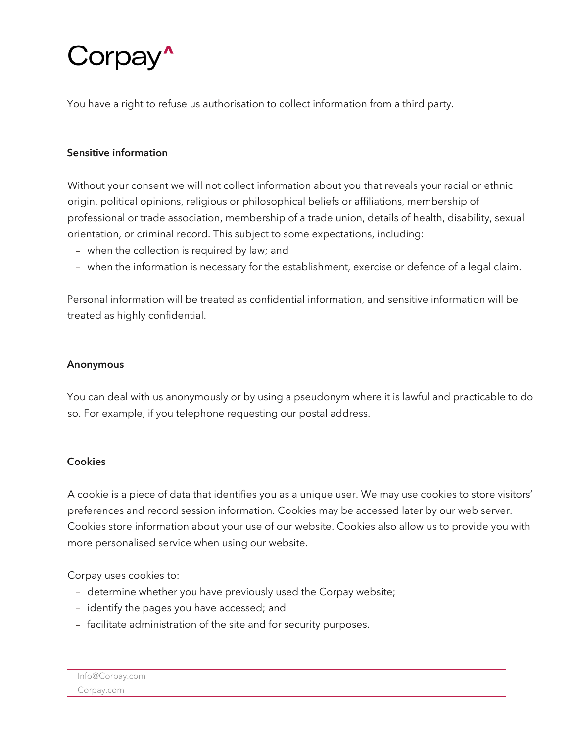You have a right to refuse us authorisation to collect information from a third party.

**Sensitive information**

Without your consent we will not collect information about you that reveals your racial or ethnic origin, political opinions, religious or philosophical beliefs or affiliations, membership of professional or trade association, membership of a trade union, details of health, disability, sexual orientation, or criminal record. This subject to some expectations, including:

- when the collection is required by law; and
- when the information is necessary for the establishment, exercise or defence of a legal claim.

Personal information will be treated as confidential information, and sensitive information will be treated as highly confidential.

**Anonymous**

You can deal with us anonymously or by using a pseudonym where it is lawful and practicable to do so. For example, if you telephone requesting our postal address.

**Cookies**

A cookie is a piece of data that identifies you as a unique user. We may use cookies to store visitors' preferences and record session information. Cookies may be accessed later by our web server. Cookies store information about your use of our website. Cookies also allow us to provide you with more personalised service when using our website.

Corpay uses cookies to:

- determine whether you have previously used the Corpay website;
- identify the pages you have accessed; and
- facilitate administration of the site and for security purposes.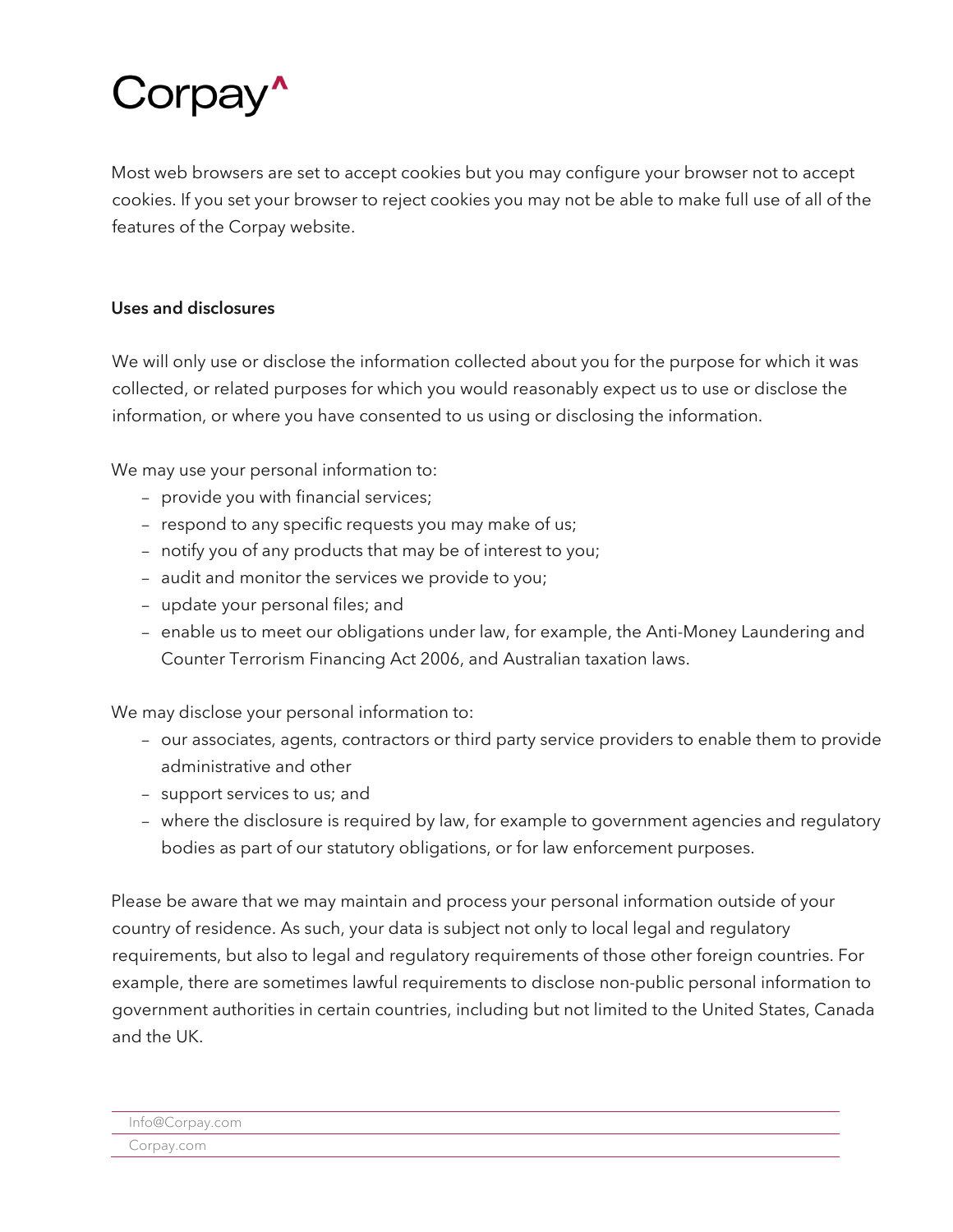Most web browsers are set to accept cookies but you may configure your browser not to accept cookies. If you set your browser to reject cookies you may not be able to make full use of all of the features of the Corpay website.

**Uses and disclosures**

We will only use or disclose the information collected about you for the purpose for which it was collected, or related purposes for which you would reasonably expect us to use or disclose the information, or where you have consented to us using or disclosing the information.

We may use your personal information to:

- provide you with financial services;
- respond to any specific requests you may make of us;
- notify you of any products that may be of interest to you;
- audit and monitor the services we provide to you;
- update your personal files; and
- enable us to meet our obligations under law, for example, the Anti-Money Laundering and Counter Terrorism Financing Act 2006, and Australian taxation laws.

We may disclose your personal information to:

- our associates, agents, contractors or third party service providers to enable them to provide administrative and other
- support services to us; and
- where the disclosure is required by law, for example to government agencies and regulatory bodies as part of our statutory obligations, or for law enforcement purposes.

Please be aware that we may maintain and process your personal information outside of your country of residence. As such, your data is subject not only to local legal and regulatory requirements, but also to legal and regulatory requirements of those other foreign countries. For example, there are sometimes lawful requirements to disclose non-public personal information to government authorities in certain countries, including but not limited to the United States, Canada and the UK.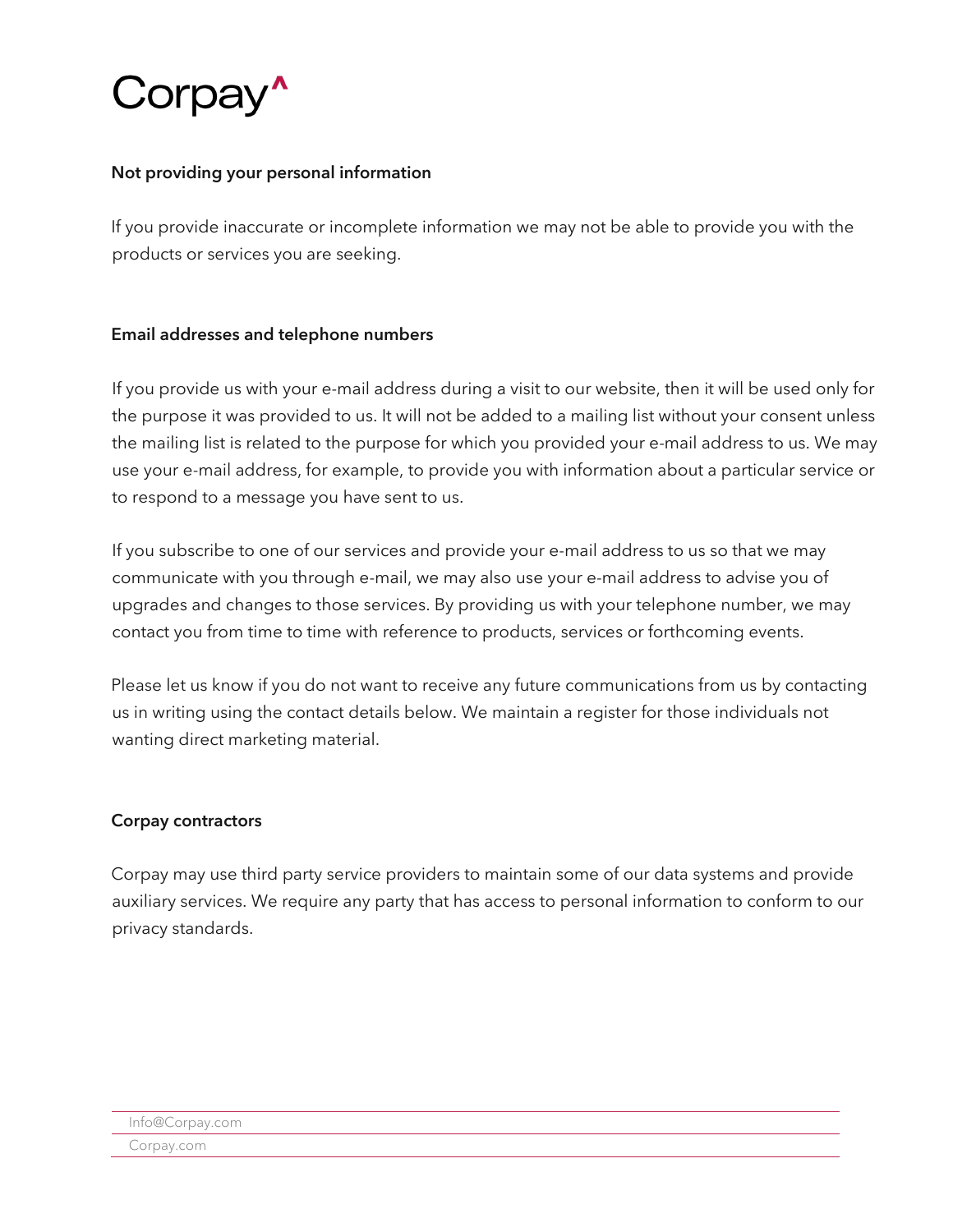### Not providing your personal information

If you provide inaccurate or incomplete information we may not be able to provide you with the products or services you are seeking.

### Email addresses and telephone numbers

If you provide us with your e-mail address during a visit to our website, then it will be used only for the purpose it was provided to us. It will not be added to a mailing list without your consent unless the mailing list is related to the purpose for which you provided your e-mail address to us. We may use your e-mail address, for example, to provide you with information about a particular service or to respond to a message you have sent to us.

If you subscribe to one of our services and provide your e-mail address to us so that we may communicate with you through e-mail, we may also use your e-mail address to advise you of upgrades and changes to those services. By providing us with your telephone number, we may contact you from time to time with reference to products, services or forthcoming events.

Please let us know if you do not want to receive any future communications from us by contacting us in writing using the contact details below. We maintain a register for those individuals not wanting direct marketing material.

### Corpay contractors

Corpay may use third party service providers to maintain some of our data systems and provide auxiliary services. We require any party that has access to personal information to conform to our privacy standards.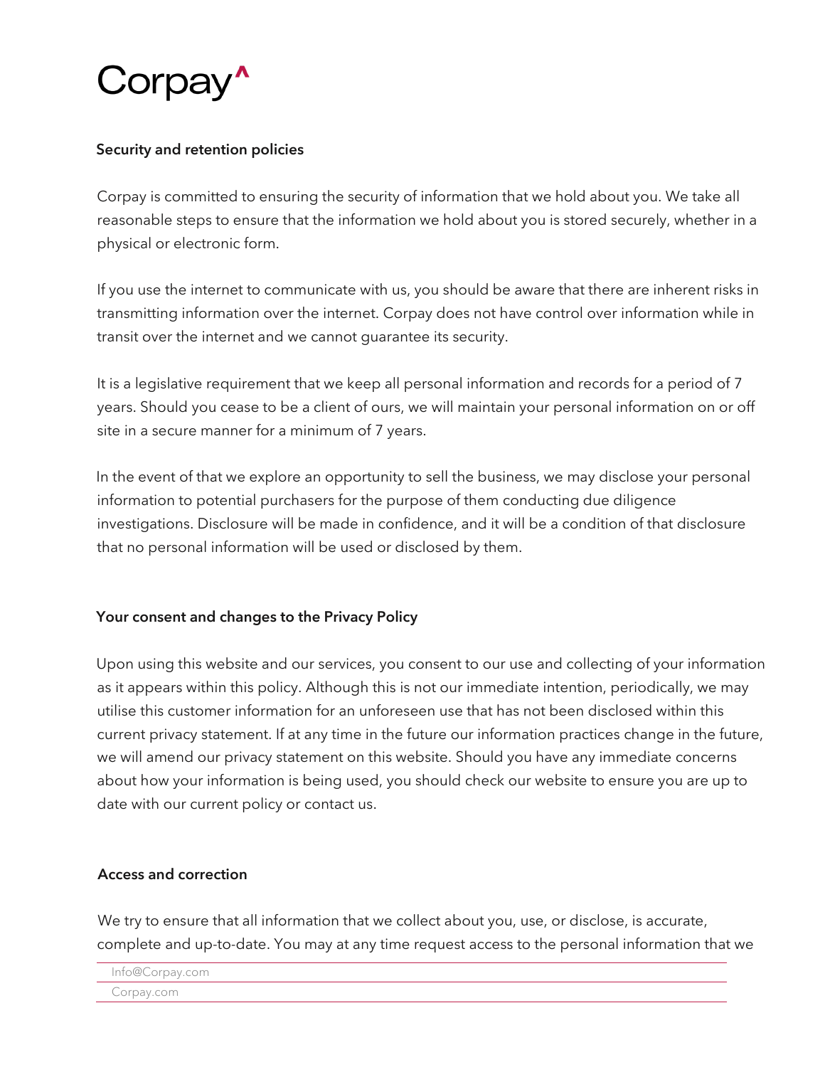### Security and retention policies

Corpay is committed to ensuring the security of information that we hold about you. We take all reasonable steps to ensure that the information we hold about you is stored securely, whether in a physical or electronic form.

If you use the internet to communicate with us, you should be aware that there are inherent risks in transmitting information over the internet. Corpay does not have control over information while in transit over the internet and we cannot guarantee its security.

It is a legislative requirement that we keep all personal information and records for a period of 7 years. Should you cease to be a client of ours, we will maintain your personal information on or off site in a secure manner for a minimum of 7 years.

In the event of that we explore an opportunity to sell the business, we may disclose your personal information to potential purchasers for the purpose of them conducting due diligence investigations. Disclosure will be made in confidence, and it will be a condition of that disclosure that no personal information will be used or disclosed by them.

### Your consent and changes to the Privacy Policy

Upon using this website and our services, you consent to our use and collecting of your information as it appears within this policy. Although this is not our immediate intention, periodically, we may utilise this customer information for an unforeseen use that has not been disclosed within this current privacy statement. If at any time in the future our information practices change in the future, we will amend our privacy statement on this website. Should you have any immediate concerns about how your information is being used, you should check our website to ensure you are up to date with our current policy or contact us.

### Access and correction

We try to ensure that all information that we collect about you, use, or disclose, is accurate, complete and up-to-date. You may at any time request access to the personal information that we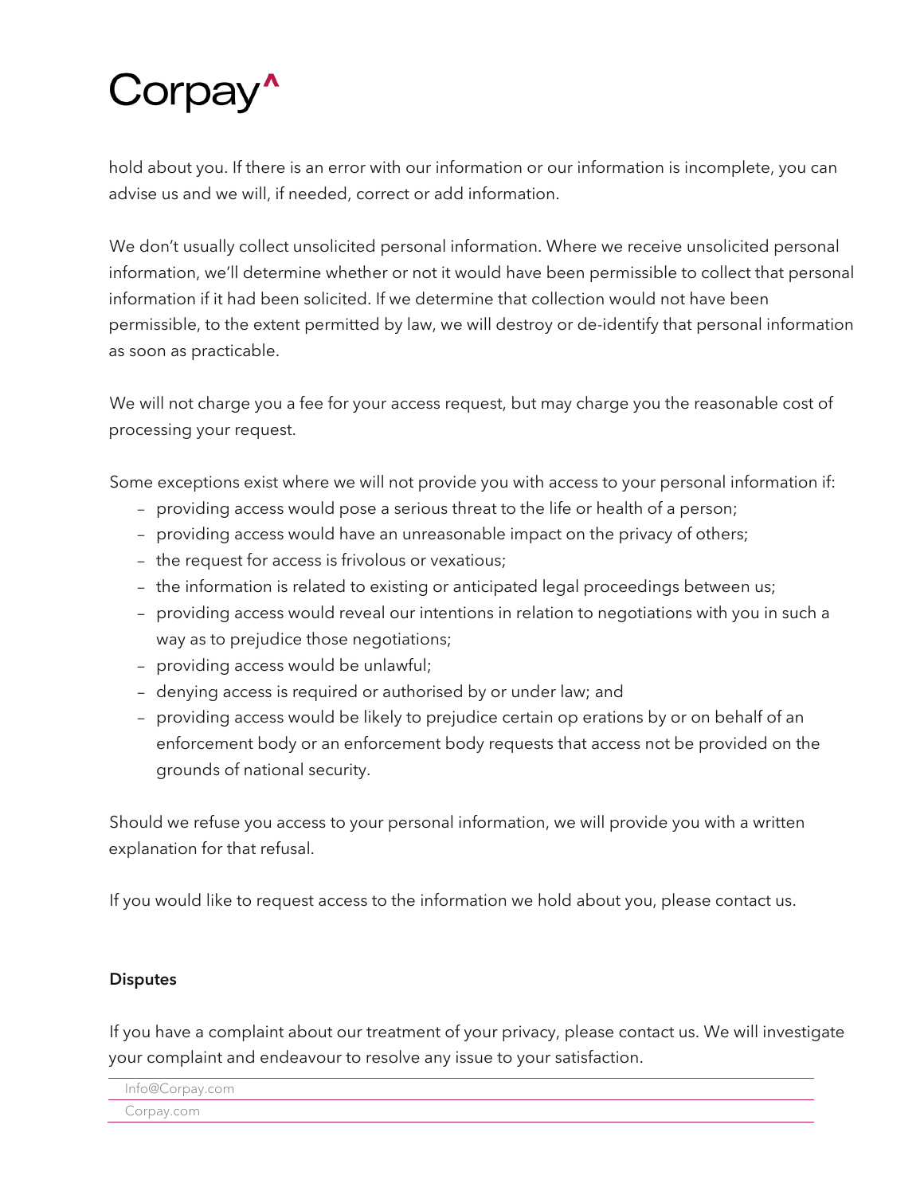hold about you. If there is an error with our information or our information is incomplete, you can advise us and we will, if needed, correct or add information.

We don't usually collect unsolicited personal information. Where we receive unsolicited personal information, we'll determine whether or not it would have been permissible to collect that personal information if it had been solicited. If we determine that collection would not have been permissible, to the extent permitted by law, we will destroy or de-identify that personal information as soon as practicable.

We will not charge you a fee for your access request, but may charge you the reasonable cost of processing your request.

Some exceptions exist where we will not provide you with access to your personal information if:

- providing access would pose a serious threat to the life or health of a person;
- providing access would have an unreasonable impact on the privacy of others;
- the request for access is frivolous or vexatious;
- the information is related to existing or anticipated legal proceedings between us;
- providing access would reveal our intentions in relation to negotiations with you in such a way as to prejudice those negotiations;
- providing access would be unlawful;
- denying access is required or authorised by or under law; and
- providing access would be likely to prejudice certain op erations by or on behalf of an enforcement body or an enforcement body requests that access not be provided on the grounds of national security.

Should we refuse you access to your personal information, we will provide you with a written explanation for that refusal.

If you would like to request access to the information we hold about you, please contact us.

**Disputes**

If you have a complaint about our treatment of your privacy, please contact us. We will investigate your complaint and endeavour to resolve any issue to your satisfaction.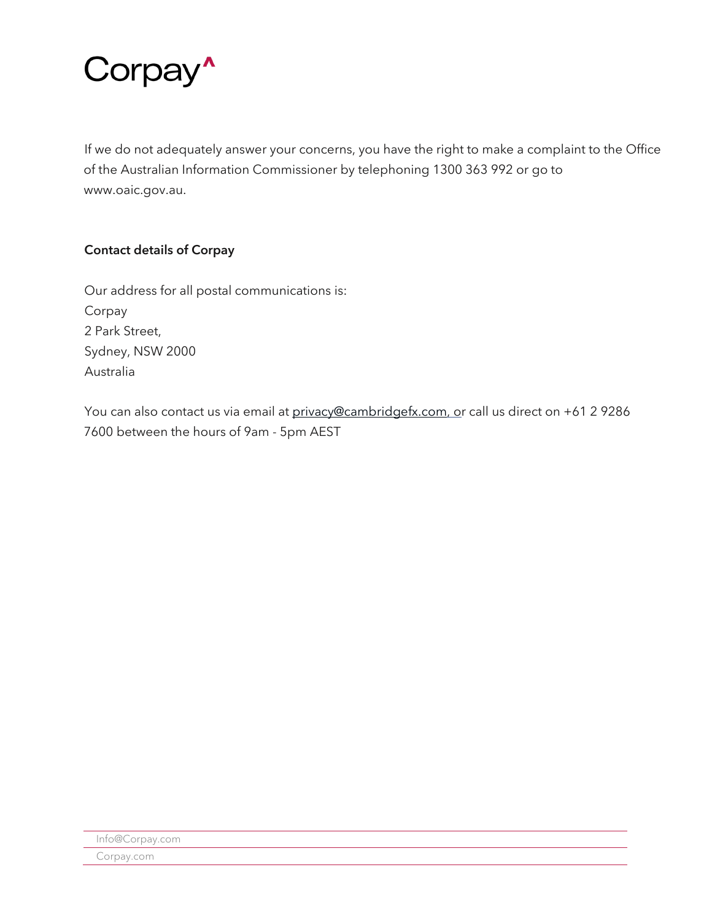If we do not adequately answer your concerns, you have the right to make a complaint to the Office of the Australian Information Commissioner by telephoning 1300 363 992 or go to www.oaic.gov.au.

**Contact details of Corpay**

Our address for all postal communications is:
Corpay
2 Park Street,
Sydney, NSW 2000
Australia

You can also contact us via email at privacy@cambridgefx.com, or call us direct on +61 2 9286 7600 between the hours of 9am - 5pm AEST